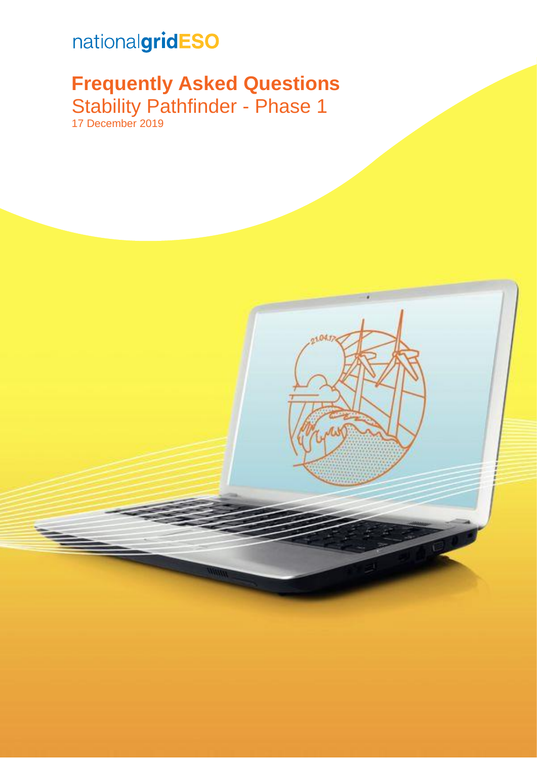nationalgridESO

# Frequently Asked Questions

## Stability Pathfinder - Phase 1

17 December 2019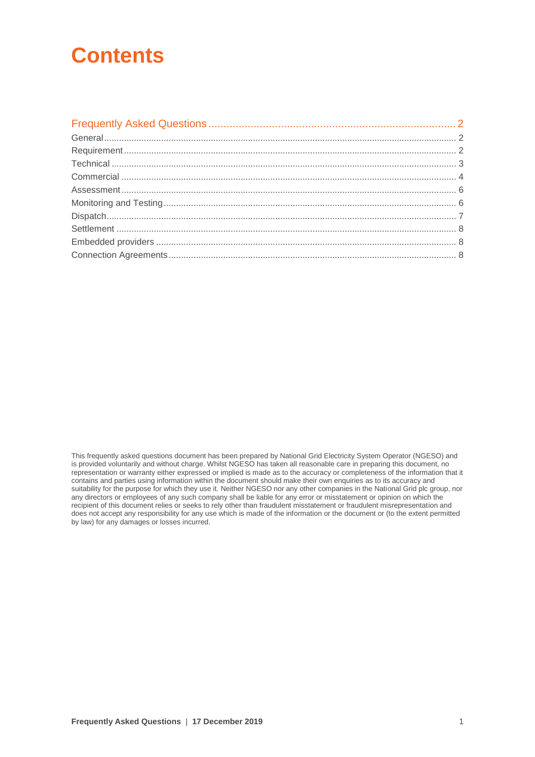# Contents

Frequently Asked Questions ........ 2

General ........ 2

Requirement ........ 2

Technical ........ 3

Commercial ........ 4

Assessment ........ 6

Monitoring and Testing ........ 6

Dispatch ........ 7

Settlement ........ 8

Embedded providers ........ 8

Connection Agreements ........ 8

This frequently asked questions document has been prepared by National Grid Electricity System Operator (NGESO) and is provided voluntarily and without charge. Whilst NGESO has taken all reasonable care in preparing this document, no representation or warranty either expressed or implied is made as to the accuracy or completeness of the information that it contains and parties using information within the document should make their own enquiries as to its accuracy and suitability for the purpose for which they use it. Neither NGESO nor any other companies in the National Grid plc group, nor any directors or employees of any such company shall be liable for any error or misstatement or opinion on which the recipient of this document relies or seeks to rely other than fraudulent misstatement or fraudulent misrepresentation and does not accept any responsibility for any use which is made of the information or the document or (to the extent permitted by law) for any damages or losses incurred.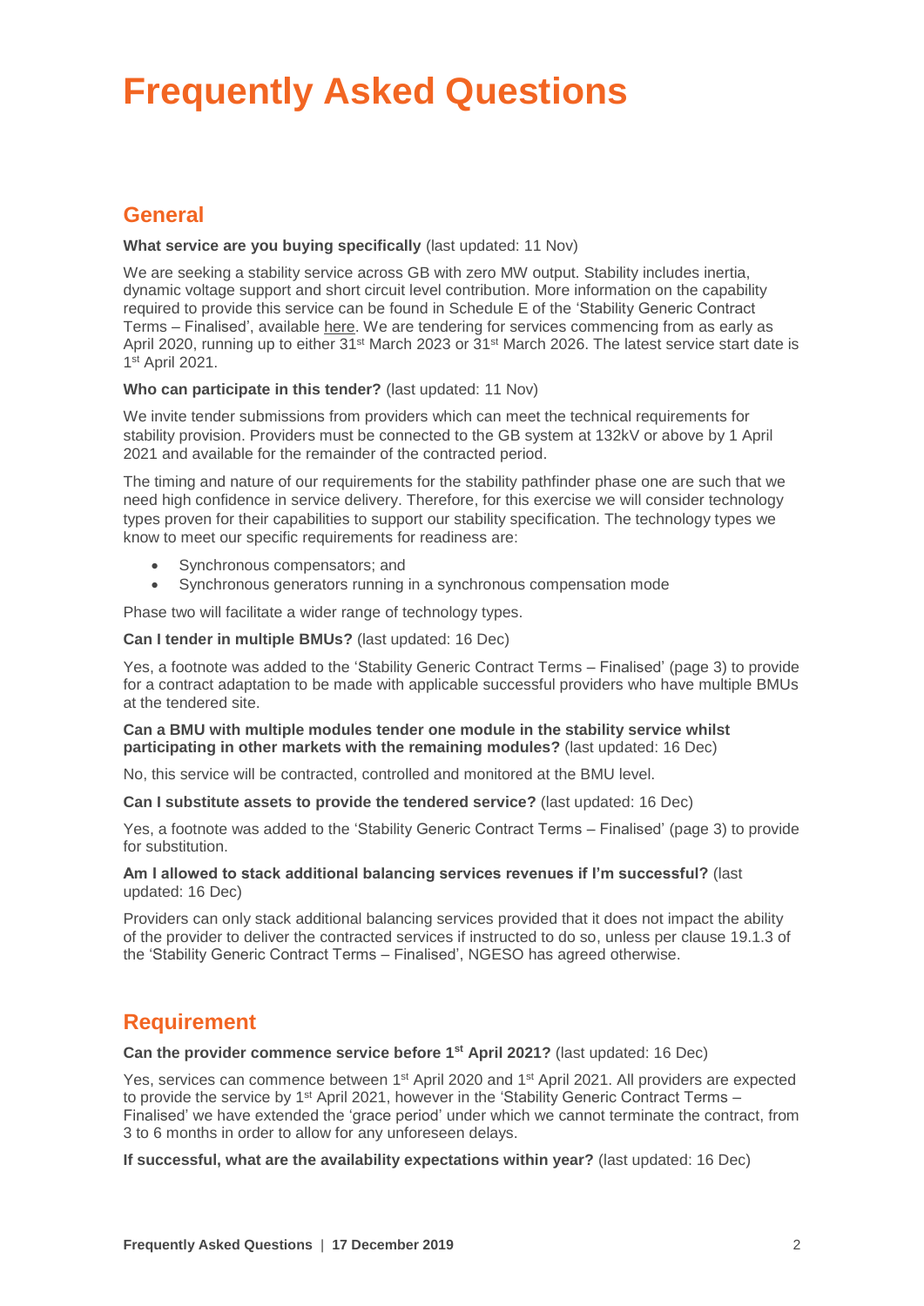# Frequently Asked Questions

## General

**What service are you buying specifically** (last updated: 11 Nov)

We are seeking a stability service across GB with zero MW output. Stability includes inertia, dynamic voltage support and short circuit level contribution. More information on the capability required to provide this service can be found in Schedule E of the 'Stability Generic Contract Terms – Finalised', available here. We are tendering for services commencing from as early as April 2020, running up to either 31st March 2023 or 31st March 2026. The latest service start date is 1st April 2021.

**Who can participate in this tender?** (last updated: 11 Nov)

We invite tender submissions from providers which can meet the technical requirements for stability provision. Providers must be connected to the GB system at 132kV or above by 1 April 2021 and available for the remainder of the contracted period.

The timing and nature of our requirements for the stability pathfinder phase one are such that we need high confidence in service delivery. Therefore, for this exercise we will consider technology types proven for their capabilities to support our stability specification. The technology types we know to meet our specific requirements for readiness are:

- Synchronous compensators; and
- Synchronous generators running in a synchronous compensation mode

Phase two will facilitate a wider range of technology types.

**Can I tender in multiple BMUs?** (last updated: 16 Dec)

Yes, a footnote was added to the 'Stability Generic Contract Terms – Finalised' (page 3) to provide for a contract adaptation to be made with applicable successful providers who have multiple BMUs at the tendered site.

**Can a BMU with multiple modules tender one module in the stability service whilst participating in other markets with the remaining modules?** (last updated: 16 Dec)

No, this service will be contracted, controlled and monitored at the BMU level.

**Can I substitute assets to provide the tendered service?** (last updated: 16 Dec)

Yes, a footnote was added to the 'Stability Generic Contract Terms – Finalised' (page 3) to provide for substitution.

**Am I allowed to stack additional balancing services revenues if I'm successful?** (last updated: 16 Dec)

Providers can only stack additional balancing services provided that it does not impact the ability of the provider to deliver the contracted services if instructed to do so, unless per clause 19.1.3 of the 'Stability Generic Contract Terms – Finalised', NGESO has agreed otherwise.

## Requirement

**Can the provider commence service before 1st April 2021?** (last updated: 16 Dec)

Yes, services can commence between 1st April 2020 and 1st April 2021. All providers are expected to provide the service by 1st April 2021, however in the 'Stability Generic Contract Terms – Finalised' we have extended the 'grace period' under which we cannot terminate the contract, from 3 to 6 months in order to allow for any unforeseen delays.

**If successful, what are the availability expectations within year?** (last updated: 16 Dec)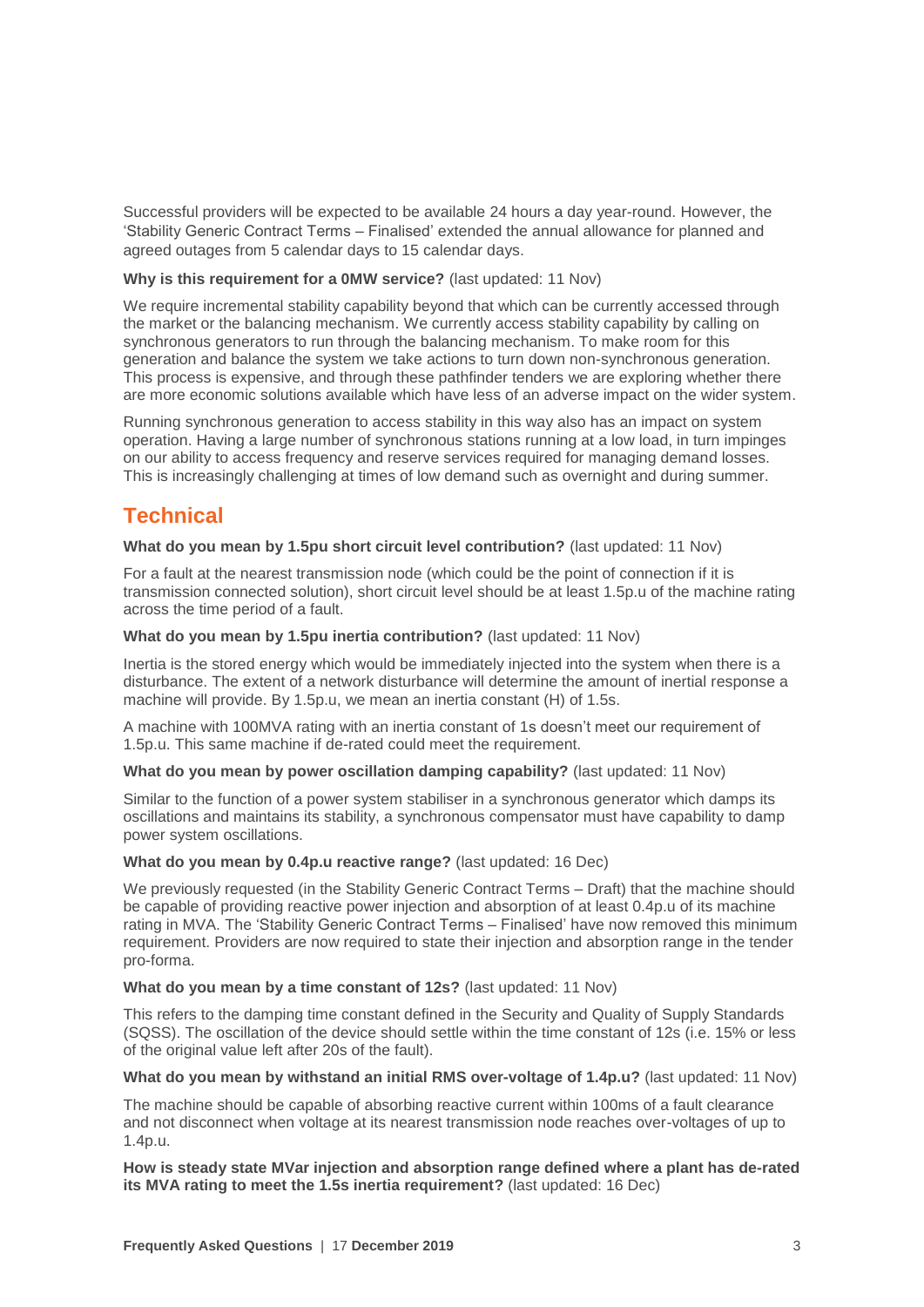Successful providers will be expected to be available 24 hours a day year-round. However, the 'Stability Generic Contract Terms – Finalised' extended the annual allowance for planned and agreed outages from 5 calendar days to 15 calendar days.

**Why is this requirement for a 0MW service?** (last updated: 11 Nov)

We require incremental stability capability beyond that which can be currently accessed through the market or the balancing mechanism. We currently access stability capability by calling on synchronous generators to run through the balancing mechanism. To make room for this generation and balance the system we take actions to turn down non-synchronous generation. This process is expensive, and through these pathfinder tenders we are exploring whether there are more economic solutions available which have less of an adverse impact on the wider system.

Running synchronous generation to access stability in this way also has an impact on system operation. Having a large number of synchronous stations running at a low load, in turn impinges on our ability to access frequency and reserve services required for managing demand losses. This is increasingly challenging at times of low demand such as overnight and during summer.

## Technical

**What do you mean by 1.5pu short circuit level contribution?** (last updated: 11 Nov)

For a fault at the nearest transmission node (which could be the point of connection if it is transmission connected solution), short circuit level should be at least 1.5p.u of the machine rating across the time period of a fault.

**What do you mean by 1.5pu inertia contribution?** (last updated: 11 Nov)

Inertia is the stored energy which would be immediately injected into the system when there is a disturbance. The extent of a network disturbance will determine the amount of inertial response a machine will provide. By 1.5p.u, we mean an inertia constant (H) of 1.5s.

A machine with 100MVA rating with an inertia constant of 1s doesn't meet our requirement of 1.5p.u. This same machine if de-rated could meet the requirement.

**What do you mean by power oscillation damping capability?** (last updated: 11 Nov)

Similar to the function of a power system stabiliser in a synchronous generator which damps its oscillations and maintains its stability, a synchronous compensator must have capability to damp power system oscillations.

**What do you mean by 0.4p.u reactive range?** (last updated: 16 Dec)

We previously requested (in the Stability Generic Contract Terms – Draft) that the machine should be capable of providing reactive power injection and absorption of at least 0.4p.u of its machine rating in MVA. The 'Stability Generic Contract Terms – Finalised' have now removed this minimum requirement. Providers are now required to state their injection and absorption range in the tender pro-forma.

**What do you mean by a time constant of 12s?** (last updated: 11 Nov)

This refers to the damping time constant defined in the Security and Quality of Supply Standards (SQSS). The oscillation of the device should settle within the time constant of 12s (i.e. 15% or less of the original value left after 20s of the fault).

**What do you mean by withstand an initial RMS over-voltage of 1.4p.u?** (last updated: 11 Nov)

The machine should be capable of absorbing reactive current within 100ms of a fault clearance and not disconnect when voltage at its nearest transmission node reaches over-voltages of up to 1.4p.u.

**How is steady state MVar injection and absorption range defined where a plant has de-rated its MVA rating to meet the 1.5s inertia requirement?** (last updated: 16 Dec)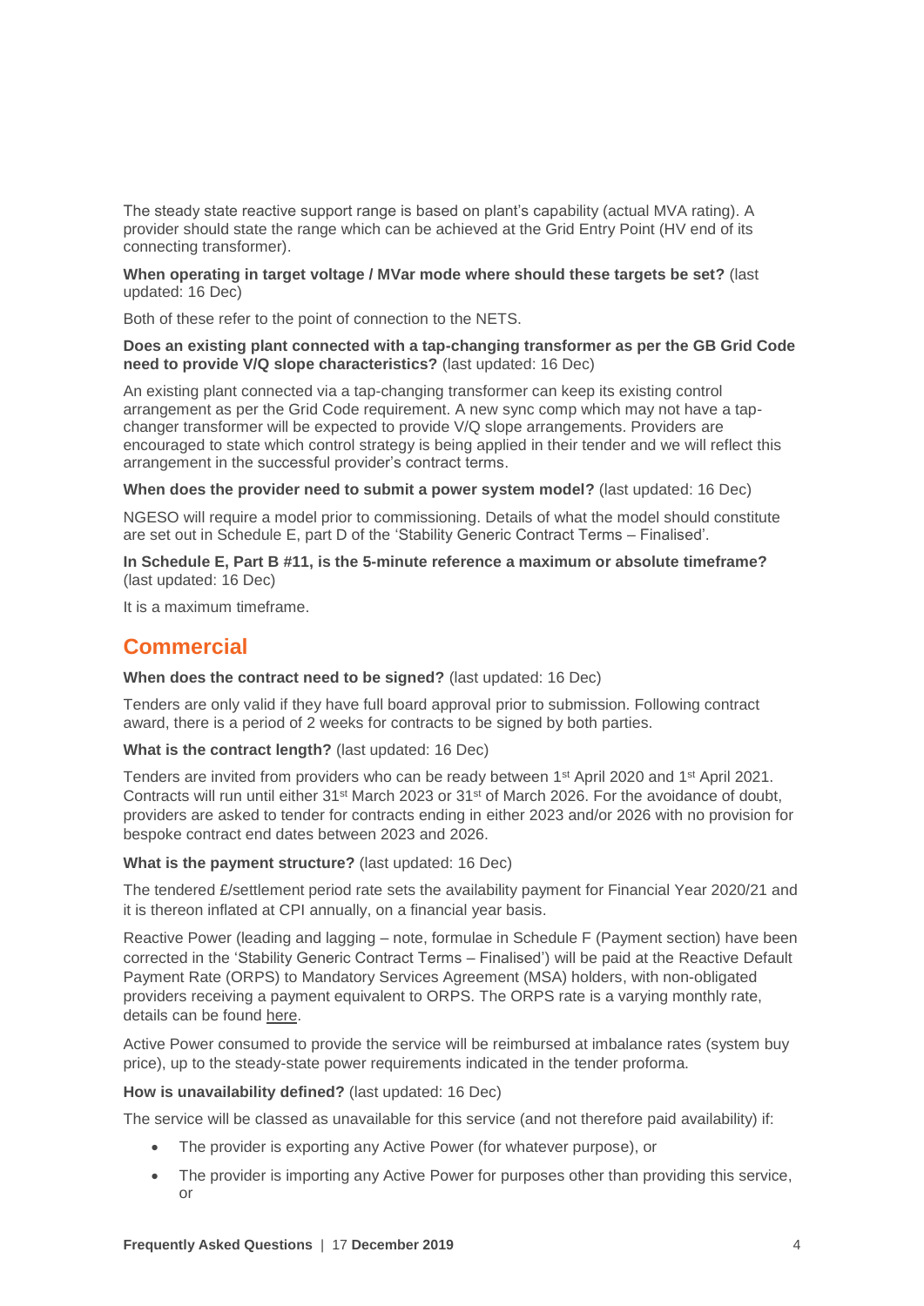The steady state reactive support range is based on plant's capability (actual MVA rating). A provider should state the range which can be achieved at the Grid Entry Point (HV end of its connecting transformer).

**When operating in target voltage / MVar mode where should these targets be set?** (last updated: 16 Dec)

Both of these refer to the point of connection to the NETS.

**Does an existing plant connected with a tap-changing transformer as per the GB Grid Code need to provide V/Q slope characteristics?** (last updated: 16 Dec)

An existing plant connected via a tap-changing transformer can keep its existing control arrangement as per the Grid Code requirement. A new sync comp which may not have a tap-changer transformer will be expected to provide V/Q slope arrangements. Providers are encouraged to state which control strategy is being applied in their tender and we will reflect this arrangement in the successful provider's contract terms.

**When does the provider need to submit a power system model?** (last updated: 16 Dec)

NGESO will require a model prior to commissioning. Details of what the model should constitute are set out in Schedule E, part D of the 'Stability Generic Contract Terms – Finalised'.

**In Schedule E, Part B #11, is the 5-minute reference a maximum or absolute timeframe?** (last updated: 16 Dec)

It is a maximum timeframe.

## Commercial

**When does the contract need to be signed?** (last updated: 16 Dec)

Tenders are only valid if they have full board approval prior to submission. Following contract award, there is a period of 2 weeks for contracts to be signed by both parties.

**What is the contract length?** (last updated: 16 Dec)

Tenders are invited from providers who can be ready between 1st April 2020 and 1st April 2021. Contracts will run until either 31st March 2023 or 31st of March 2026. For the avoidance of doubt, providers are asked to tender for contracts ending in either 2023 and/or 2026 with no provision for bespoke contract end dates between 2023 and 2026.

**What is the payment structure?** (last updated: 16 Dec)

The tendered £/settlement period rate sets the availability payment for Financial Year 2020/21 and it is thereon inflated at CPI annually, on a financial year basis.

Reactive Power (leading and lagging – note, formulae in Schedule F (Payment section) have been corrected in the 'Stability Generic Contract Terms – Finalised') will be paid at the Reactive Default Payment Rate (ORPS) to Mandatory Services Agreement (MSA) holders, with non-obligated providers receiving a payment equivalent to ORPS. The ORPS rate is a varying monthly rate, details can be found here.

Active Power consumed to provide the service will be reimbursed at imbalance rates (system buy price), up to the steady-state power requirements indicated in the tender proforma.

**How is unavailability defined?** (last updated: 16 Dec)

The service will be classed as unavailable for this service (and not therefore paid availability) if:

- The provider is exporting any Active Power (for whatever purpose), or
- The provider is importing any Active Power for purposes other than providing this service, or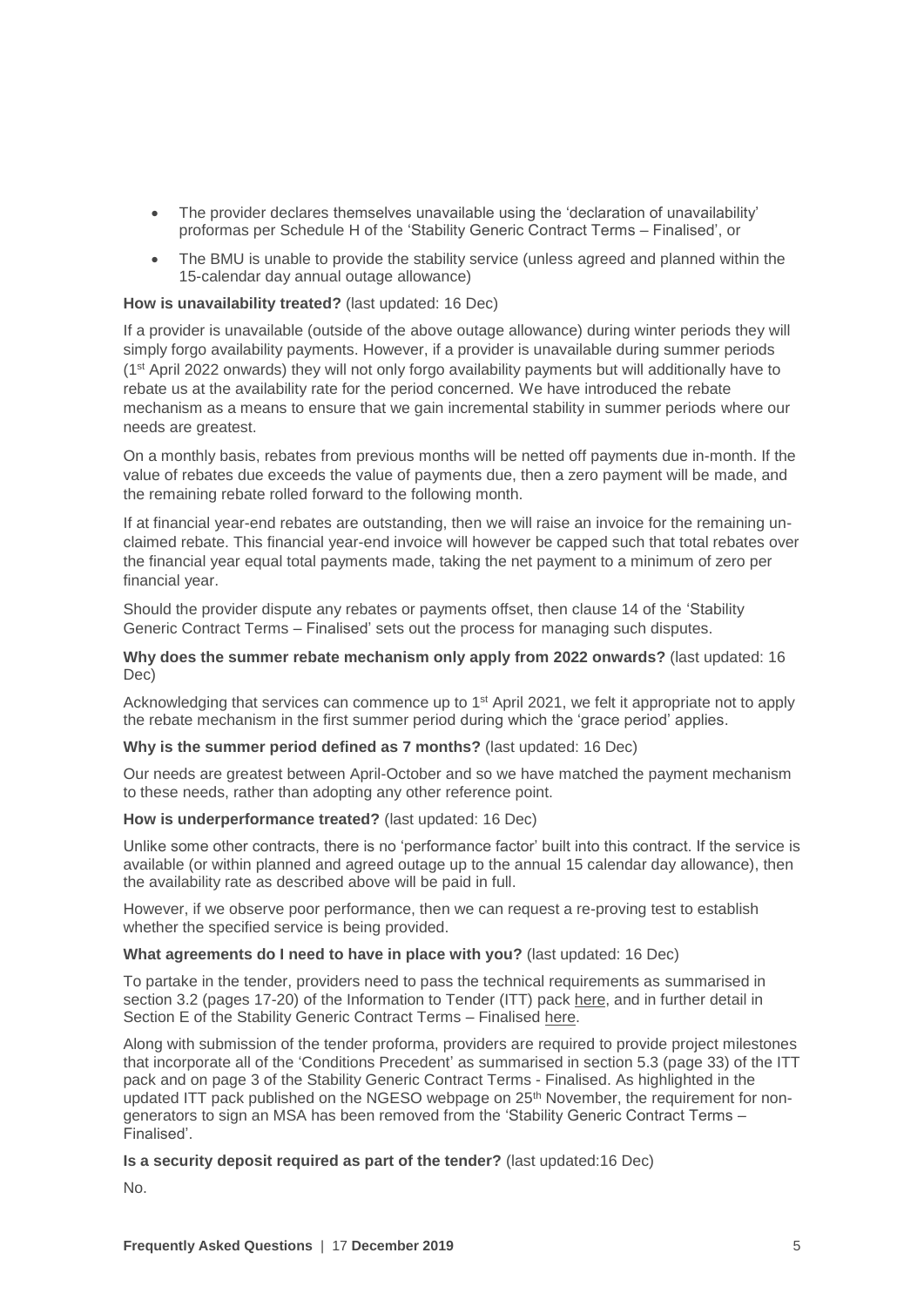- The provider declares themselves unavailable using the 'declaration of unavailability' proformas per Schedule H of the 'Stability Generic Contract Terms – Finalised', or
- The BMU is unable to provide the stability service (unless agreed and planned within the 15-calendar day annual outage allowance)

**How is unavailability treated?** (last updated: 16 Dec)

If a provider is unavailable (outside of the above outage allowance) during winter periods they will simply forgo availability payments. However, if a provider is unavailable during summer periods (1st April 2022 onwards) they will not only forgo availability payments but will additionally have to rebate us at the availability rate for the period concerned. We have introduced the rebate mechanism as a means to ensure that we gain incremental stability in summer periods where our needs are greatest.

On a monthly basis, rebates from previous months will be netted off payments due in-month. If the value of rebates due exceeds the value of payments due, then a zero payment will be made, and the remaining rebate rolled forward to the following month.

If at financial year-end rebates are outstanding, then we will raise an invoice for the remaining un-claimed rebate. This financial year-end invoice will however be capped such that total rebates over the financial year equal total payments made, taking the net payment to a minimum of zero per financial year.

Should the provider dispute any rebates or payments offset, then clause 14 of the 'Stability Generic Contract Terms – Finalised' sets out the process for managing such disputes.

**Why does the summer rebate mechanism only apply from 2022 onwards?** (last updated: 16 Dec)

Acknowledging that services can commence up to 1st April 2021, we felt it appropriate not to apply the rebate mechanism in the first summer period during which the 'grace period' applies.

**Why is the summer period defined as 7 months?** (last updated: 16 Dec)

Our needs are greatest between April-October and so we have matched the payment mechanism to these needs, rather than adopting any other reference point.

**How is underperformance treated?** (last updated: 16 Dec)

Unlike some other contracts, there is no 'performance factor' built into this contract. If the service is available (or within planned and agreed outage up to the annual 15 calendar day allowance), then the availability rate as described above will be paid in full.

However, if we observe poor performance, then we can request a re-proving test to establish whether the specified service is being provided.

**What agreements do I need to have in place with you?** (last updated: 16 Dec)

To partake in the tender, providers need to pass the technical requirements as summarised in section 3.2 (pages 17-20) of the Information to Tender (ITT) pack here, and in further detail in Section E of the Stability Generic Contract Terms – Finalised here.

Along with submission of the tender proforma, providers are required to provide project milestones that incorporate all of the 'Conditions Precedent' as summarised in section 5.3 (page 33) of the ITT pack and on page 3 of the Stability Generic Contract Terms - Finalised. As highlighted in the updated ITT pack published on the NGESO webpage on 25th November, the requirement for non-generators to sign an MSA has been removed from the 'Stability Generic Contract Terms – Finalised'.

**Is a security deposit required as part of the tender?** (last updated:16 Dec)

No.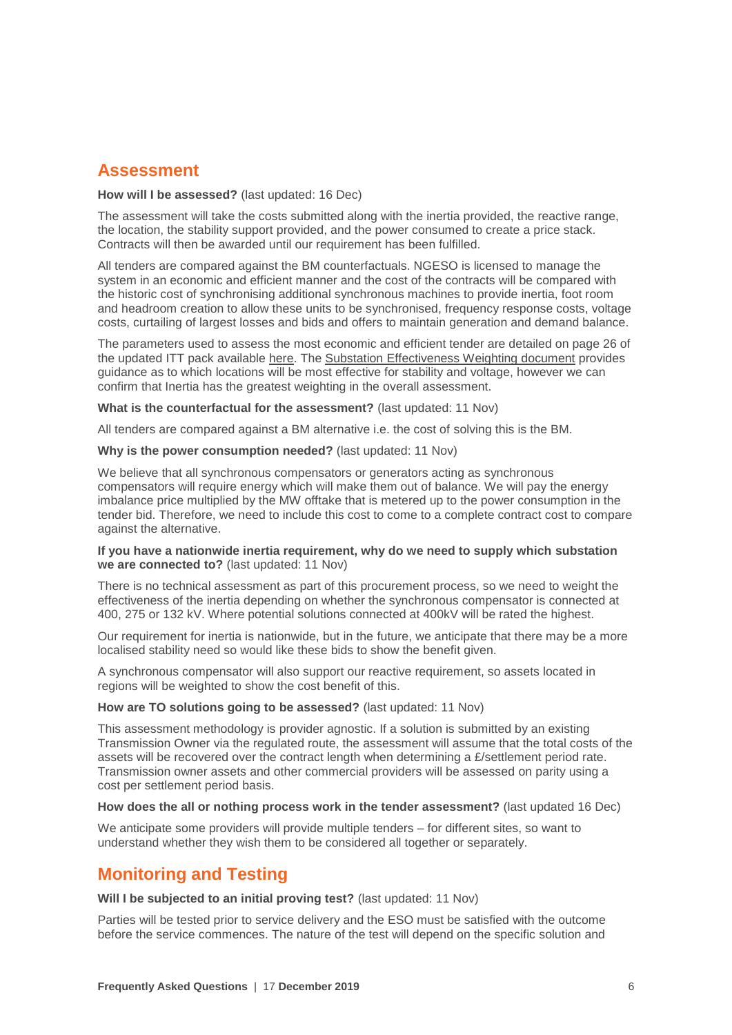## Assessment

**How will I be assessed?** (last updated: 16 Dec)

The assessment will take the costs submitted along with the inertia provided, the reactive range, the location, the stability support provided, and the power consumed to create a price stack. Contracts will then be awarded until our requirement has been fulfilled.

All tenders are compared against the BM counterfactuals. NGESO is licensed to manage the system in an economic and efficient manner and the cost of the contracts will be compared with the historic cost of synchronising additional synchronous machines to provide inertia, foot room and headroom creation to allow these units to be synchronised, frequency response costs, voltage costs, curtailing of largest losses and bids and offers to maintain generation and demand balance.

The parameters used to assess the most economic and efficient tender are detailed on page 26 of the updated ITT pack available here. The Substation Effectiveness Weighting document provides guidance as to which locations will be most effective for stability and voltage, however we can confirm that Inertia has the greatest weighting in the overall assessment.

**What is the counterfactual for the assessment?** (last updated: 11 Nov)

All tenders are compared against a BM alternative i.e. the cost of solving this is the BM.

**Why is the power consumption needed?** (last updated: 11 Nov)

We believe that all synchronous compensators or generators acting as synchronous compensators will require energy which will make them out of balance. We will pay the energy imbalance price multiplied by the MW offtake that is metered up to the power consumption in the tender bid. Therefore, we need to include this cost to come to a complete contract cost to compare against the alternative.

**If you have a nationwide inertia requirement, why do we need to supply which substation we are connected to?** (last updated: 11 Nov)

There is no technical assessment as part of this procurement process, so we need to weight the effectiveness of the inertia depending on whether the synchronous compensator is connected at 400, 275 or 132 kV. Where potential solutions connected at 400kV will be rated the highest.

Our requirement for inertia is nationwide, but in the future, we anticipate that there may be a more localised stability need so would like these bids to show the benefit given.

A synchronous compensator will also support our reactive requirement, so assets located in regions will be weighted to show the cost benefit of this.

**How are TO solutions going to be assessed?** (last updated: 11 Nov)

This assessment methodology is provider agnostic. If a solution is submitted by an existing Transmission Owner via the regulated route, the assessment will assume that the total costs of the assets will be recovered over the contract length when determining a £/settlement period rate. Transmission owner assets and other commercial providers will be assessed on parity using a cost per settlement period basis.

**How does the all or nothing process work in the tender assessment?** (last updated 16 Dec)

We anticipate some providers will provide multiple tenders – for different sites, so want to understand whether they wish them to be considered all together or separately.

## Monitoring and Testing

**Will I be subjected to an initial proving test?** (last updated: 11 Nov)

Parties will be tested prior to service delivery and the ESO must be satisfied with the outcome before the service commences. The nature of the test will depend on the specific solution and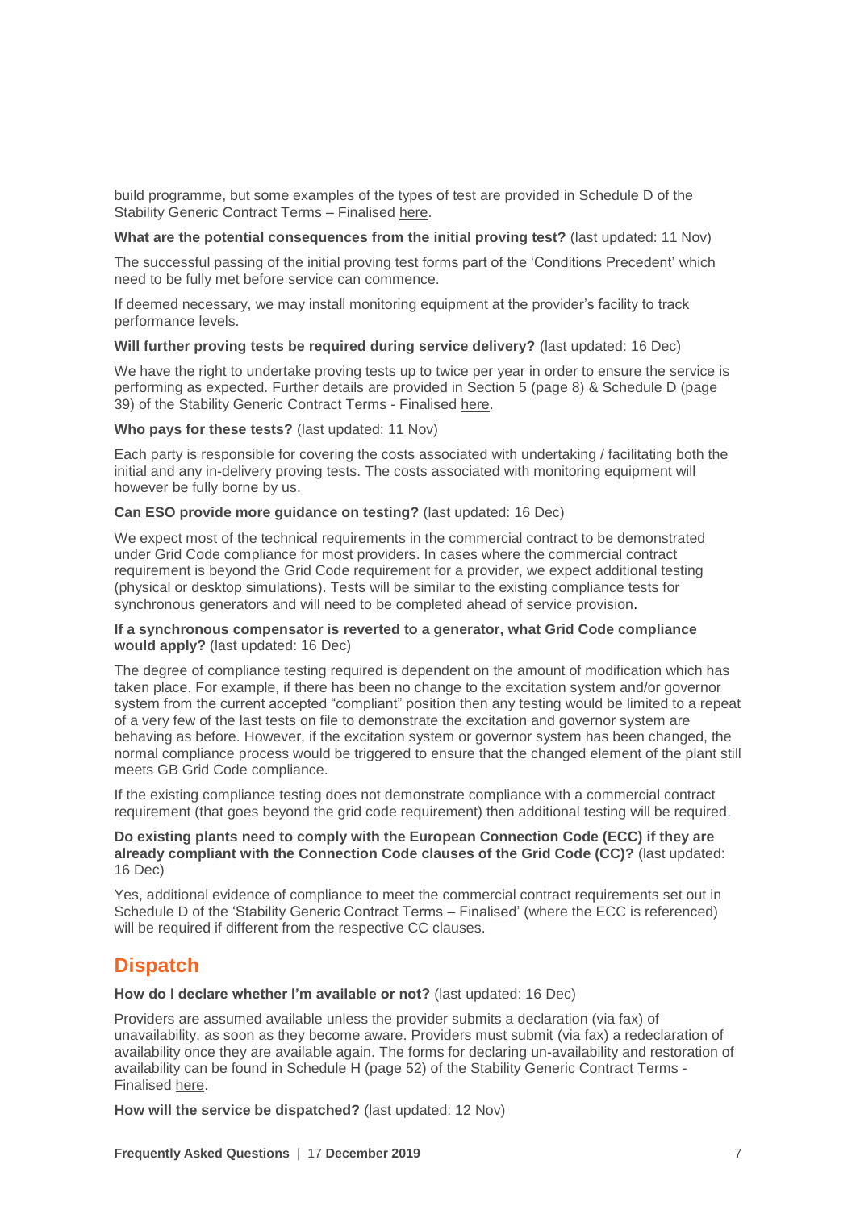build programme, but some examples of the types of test are provided in Schedule D of the Stability Generic Contract Terms – Finalised here.

**What are the potential consequences from the initial proving test?** (last updated: 11 Nov)

The successful passing of the initial proving test forms part of the 'Conditions Precedent' which need to be fully met before service can commence.

If deemed necessary, we may install monitoring equipment at the provider's facility to track performance levels.

**Will further proving tests be required during service delivery?** (last updated: 16 Dec)

We have the right to undertake proving tests up to twice per year in order to ensure the service is performing as expected. Further details are provided in Section 5 (page 8) & Schedule D (page 39) of the Stability Generic Contract Terms - Finalised here.

**Who pays for these tests?** (last updated: 11 Nov)

Each party is responsible for covering the costs associated with undertaking / facilitating both the initial and any in-delivery proving tests. The costs associated with monitoring equipment will however be fully borne by us.

**Can ESO provide more guidance on testing?** (last updated: 16 Dec)

We expect most of the technical requirements in the commercial contract to be demonstrated under Grid Code compliance for most providers. In cases where the commercial contract requirement is beyond the Grid Code requirement for a provider, we expect additional testing (physical or desktop simulations). Tests will be similar to the existing compliance tests for synchronous generators and will need to be completed ahead of service provision.

**If a synchronous compensator is reverted to a generator, what Grid Code compliance would apply?** (last updated: 16 Dec)

The degree of compliance testing required is dependent on the amount of modification which has taken place. For example, if there has been no change to the excitation system and/or governor system from the current accepted "compliant" position then any testing would be limited to a repeat of a very few of the last tests on file to demonstrate the excitation and governor system are behaving as before. However, if the excitation system or governor system has been changed, the normal compliance process would be triggered to ensure that the changed element of the plant still meets GB Grid Code compliance.

If the existing compliance testing does not demonstrate compliance with a commercial contract requirement (that goes beyond the grid code requirement) then additional testing will be required.

**Do existing plants need to comply with the European Connection Code (ECC) if they are already compliant with the Connection Code clauses of the Grid Code (CC)?** (last updated: 16 Dec)

Yes, additional evidence of compliance to meet the commercial contract requirements set out in Schedule D of the 'Stability Generic Contract Terms – Finalised' (where the ECC is referenced) will be required if different from the respective CC clauses.

## Dispatch

**How do I declare whether I'm available or not?** (last updated: 16 Dec)

Providers are assumed available unless the provider submits a declaration (via fax) of unavailability, as soon as they become aware. Providers must submit (via fax) a redeclaration of availability once they are available again. The forms for declaring un-availability and restoration of availability can be found in Schedule H (page 52) of the Stability Generic Contract Terms - Finalised here.

**How will the service be dispatched?** (last updated: 12 Nov)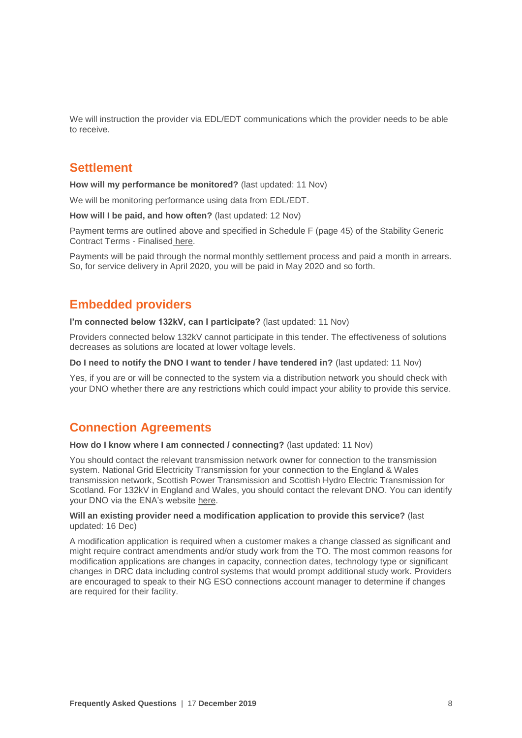We will instruction the provider via EDL/EDT communications which the provider needs to be able to receive.

## Settlement

**How will my performance be monitored?** (last updated: 11 Nov)

We will be monitoring performance using data from EDL/EDT.

**How will I be paid, and how often?** (last updated: 12 Nov)

Payment terms are outlined above and specified in Schedule F (page 45) of the Stability Generic Contract Terms - Finalised here.

Payments will be paid through the normal monthly settlement process and paid a month in arrears. So, for service delivery in April 2020, you will be paid in May 2020 and so forth.

## Embedded providers

**I'm connected below 132kV, can I participate?** (last updated: 11 Nov)

Providers connected below 132kV cannot participate in this tender. The effectiveness of solutions decreases as solutions are located at lower voltage levels.

**Do I need to notify the DNO I want to tender / have tendered in?** (last updated: 11 Nov)

Yes, if you are or will be connected to the system via a distribution network you should check with your DNO whether there are any restrictions which could impact your ability to provide this service.

## Connection Agreements

**How do I know where I am connected / connecting?** (last updated: 11 Nov)

You should contact the relevant transmission network owner for connection to the transmission system. National Grid Electricity Transmission for your connection to the England & Wales transmission network, Scottish Power Transmission and Scottish Hydro Electric Transmission for Scotland. For 132kV in England and Wales, you should contact the relevant DNO. You can identify your DNO via the ENA's website here.

**Will an existing provider need a modification application to provide this service?** (last updated: 16 Dec)

A modification application is required when a customer makes a change classed as significant and might require contract amendments and/or study work from the TO. The most common reasons for modification applications are changes in capacity, connection dates, technology type or significant changes in DRC data including control systems that would prompt additional study work. Providers are encouraged to speak to their NG ESO connections account manager to determine if changes are required for their facility.